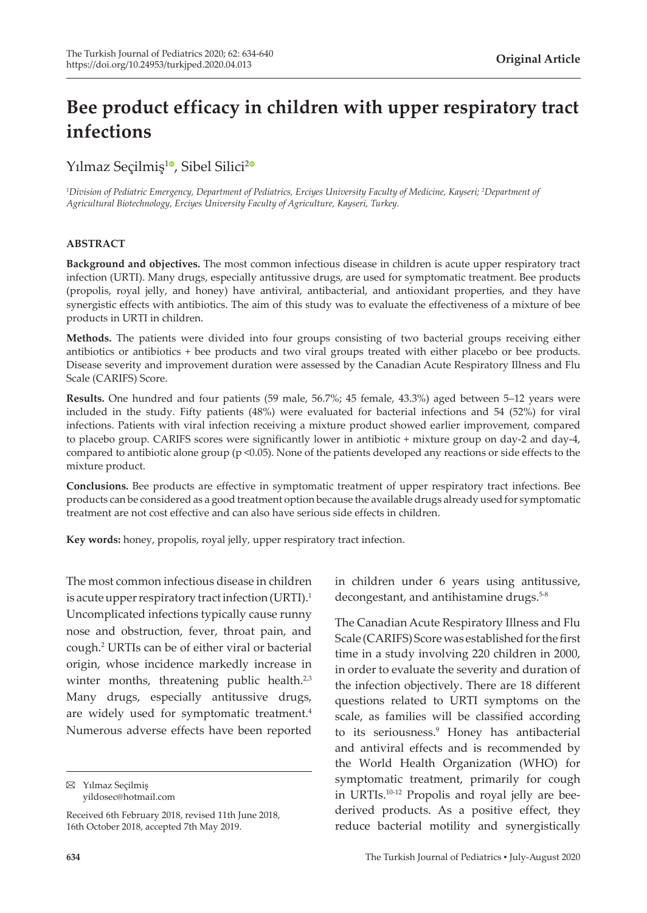# Bee product efficacy in children with upper respiratory tract infections

Yılmaz Seçilmiş[1], Sibel Silici[2]

*[1]Division of Pediatric Emergency, Department of Pediatrics, Erciyes University Faculty of Medicine, Kayseri; [2]Department of Agricultural Biotechnology, Erciyes University Faculty of Agriculture, Kayseri, Turkey.*

## ABSTRACT

**Background and objectives.** The most common infectious disease in children is acute upper respiratory tract infection (URTI). Many drugs, especially antitussive drugs, are used for symptomatic treatment. Bee products (propolis, royal jelly, and honey) have antiviral, antibacterial, and antioxidant properties, and they have synergistic effects with antibiotics. The aim of this study was to evaluate the effectiveness of a mixture of bee products in URTI in children.

**Methods.** The patients were divided into four groups consisting of two bacterial groups receiving either antibiotics or antibiotics + bee products and two viral groups treated with either placebo or bee products. Disease severity and improvement duration were assessed by the Canadian Acute Respiratory Illness and Flu Scale (CARIFS) Score.

**Results.** One hundred and four patients (59 male, 56.7%; 45 female, 43.3%) aged between 5–12 years were included in the study. Fifty patients (48%) were evaluated for bacterial infections and 54 (52%) for viral infections. Patients with viral infection receiving a mixture product showed earlier improvement, compared to placebo group. CARIFS scores were significantly lower in antibiotic + mixture group on day-2 and day-4, compared to antibiotic alone group ($p < 0.05$). None of the patients developed any reactions or side effects to the mixture product.

**Conclusions.** Bee products are effective in symptomatic treatment of upper respiratory tract infections. Bee products can be considered as a good treatment option because the available drugs already used for symptomatic treatment are not cost effective and can also have serious side effects in children.

**Key words:** honey, propolis, royal jelly, upper respiratory tract infection.

The most common infectious disease in children is acute upper respiratory tract infection (URTI).[1] Uncomplicated infections typically cause runny nose and obstruction, fever, throat pain, and cough.[2] URTIs can be of either viral or bacterial origin, whose incidence markedly increase in winter months, threatening public health.[2,3] Many drugs, especially antitussive drugs, are widely used for symptomatic treatment.[4] Numerous adverse effects have been reported in children under 6 years using antitussive, decongestant, and antihistamine drugs.[5-8]

The Canadian Acute Respiratory Illness and Flu Scale (CARIFS) Score was established for the first time in a study involving 220 children in 2000, in order to evaluate the severity and duration of the infection objectively. There are 18 different questions related to URTI symptoms on the scale, as families will be classified according to its seriousness.[9] Honey has antibacterial and antiviral effects and is recommended by the World Health Organization (WHO) for symptomatic treatment, primarily for cough in URTIs.[10-12] Propolis and royal jelly are bee-derived products. As a positive effect, they reduce bacterial motility and synergistically

✉ Yılmaz Seçilmiş
yildosec@hotmail.com

Received 6th February 2018, revised 11th June 2018, 16th October 2018, accepted 7th May 2019.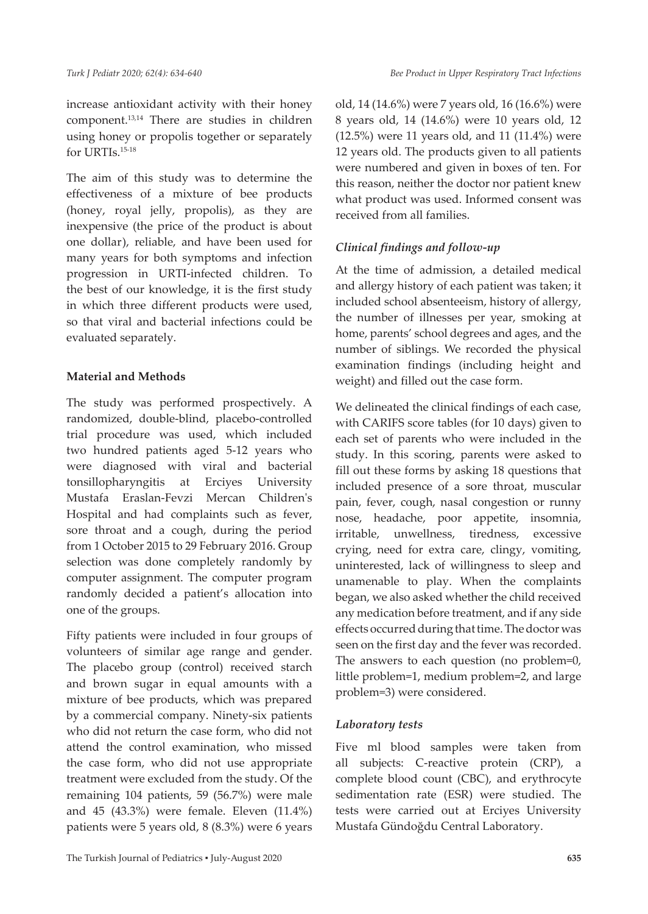increase antioxidant activity with their honey component.[13,14] There are studies in children using honey or propolis together or separately for URTIs.[15-18]

The aim of this study was to determine the effectiveness of a mixture of bee products (honey, royal jelly, propolis), as they are inexpensive (the price of the product is about one dollar), reliable, and have been used for many years for both symptoms and infection progression in URTI-infected children. To the best of our knowledge, it is the first study in which three different products were used, so that viral and bacterial infections could be evaluated separately.

## Material and Methods

The study was performed prospectively. A randomized, double-blind, placebo-controlled trial procedure was used, which included two hundred patients aged 5-12 years who were diagnosed with viral and bacterial tonsillopharyngitis at Erciyes University Mustafa Eraslan-Fevzi Mercan Children's Hospital and had complaints such as fever, sore throat and a cough, during the period from 1 October 2015 to 29 February 2016. Group selection was done completely randomly by computer assignment. The computer program randomly decided a patient's allocation into one of the groups.

Fifty patients were included in four groups of volunteers of similar age range and gender. The placebo group (control) received starch and brown sugar in equal amounts with a mixture of bee products, which was prepared by a commercial company. Ninety-six patients who did not return the case form, who did not attend the control examination, who missed the case form, who did not use appropriate treatment were excluded from the study. Of the remaining 104 patients, 59 (56.7%) were male and 45 (43.3%) were female. Eleven (11.4%) patients were 5 years old, 8 (8.3%) were 6 years old, 14 (14.6%) were 7 years old, 16 (16.6%) were 8 years old, 14 (14.6%) were 10 years old, 12 (12.5%) were 11 years old, and 11 (11.4%) were 12 years old. The products given to all patients were numbered and given in boxes of ten. For this reason, neither the doctor nor patient knew what product was used. Informed consent was received from all families.

### *Clinical findings and follow-up*

At the time of admission, a detailed medical and allergy history of each patient was taken; it included school absenteeism, history of allergy, the number of illnesses per year, smoking at home, parents' school degrees and ages, and the number of siblings. We recorded the physical examination findings (including height and weight) and filled out the case form.

We delineated the clinical findings of each case, with CARIFS score tables (for 10 days) given to each set of parents who were included in the study. In this scoring, parents were asked to fill out these forms by asking 18 questions that included presence of a sore throat, muscular pain, fever, cough, nasal congestion or runny nose, headache, poor appetite, insomnia, irritable, unwellness, tiredness, excessive crying, need for extra care, clingy, vomiting, uninterested, lack of willingness to sleep and unamenable to play. When the complaints began, we also asked whether the child received any medication before treatment, and if any side effects occurred during that time. The doctor was seen on the first day and the fever was recorded. The answers to each question (no problem=0, little problem=1, medium problem=2, and large problem=3) were considered.

### *Laboratory tests*

Five ml blood samples were taken from all subjects: C-reactive protein (CRP), a complete blood count (CBC), and erythrocyte sedimentation rate (ESR) were studied. The tests were carried out at Erciyes University Mustafa Gündoğdu Central Laboratory.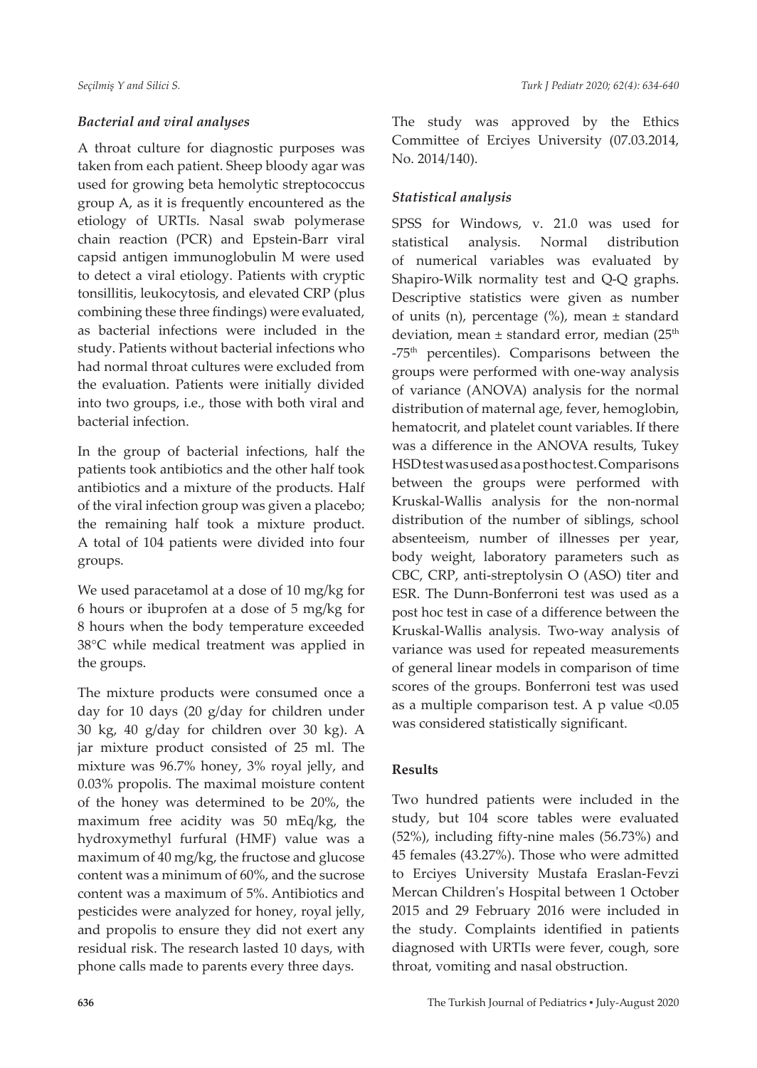### *Bacterial and viral analyses*

A throat culture for diagnostic purposes was taken from each patient. Sheep bloody agar was used for growing beta hemolytic streptococcus group A, as it is frequently encountered as the etiology of URTIs. Nasal swab polymerase chain reaction (PCR) and Epstein-Barr viral capsid antigen immunoglobulin M were used to detect a viral etiology. Patients with cryptic tonsillitis, leukocytosis, and elevated CRP (plus combining these three findings) were evaluated, as bacterial infections were included in the study. Patients without bacterial infections who had normal throat cultures were excluded from the evaluation. Patients were initially divided into two groups, i.e., those with both viral and bacterial infection.

In the group of bacterial infections, half the patients took antibiotics and the other half took antibiotics and a mixture of the products. Half of the viral infection group was given a placebo; the remaining half took a mixture product. A total of 104 patients were divided into four groups.

We used paracetamol at a dose of 10 mg/kg for 6 hours or ibuprofen at a dose of 5 mg/kg for 8 hours when the body temperature exceeded 38°C while medical treatment was applied in the groups.

The mixture products were consumed once a day for 10 days (20 g/day for children under 30 kg, 40 g/day for children over 30 kg). A jar mixture product consisted of 25 ml. The mixture was 96.7% honey, 3% royal jelly, and 0.03% propolis. The maximal moisture content of the honey was determined to be 20%, the maximum free acidity was 50 mEq/kg, the hydroxymethyl furfural (HMF) value was a maximum of 40 mg/kg, the fructose and glucose content was a minimum of 60%, and the sucrose content was a maximum of 5%. Antibiotics and pesticides were analyzed for honey, royal jelly, and propolis to ensure they did not exert any residual risk. The research lasted 10 days, with phone calls made to parents every three days.

The study was approved by the Ethics Committee of Erciyes University (07.03.2014, No. 2014/140).

### *Statistical analysis*

SPSS for Windows, v. 21.0 was used for statistical analysis. Normal distribution of numerical variables was evaluated by Shapiro-Wilk normality test and Q-Q graphs. Descriptive statistics were given as number of units (n), percentage (%), mean ± standard deviation, mean ± standard error, median ($25^{th}$ -$75^{th}$ percentiles). Comparisons between the groups were performed with one-way analysis of variance (ANOVA) analysis for the normal distribution of maternal age, fever, hemoglobin, hematocrit, and platelet count variables. If there was a difference in the ANOVA results, Tukey HSD test was used as a post hoc test. Comparisons between the groups were performed with Kruskal-Wallis analysis for the non-normal distribution of the number of siblings, school absenteeism, number of illnesses per year, body weight, laboratory parameters such as CBC, CRP, anti-streptolysin O (ASO) titer and ESR. The Dunn-Bonferroni test was used as a post hoc test in case of a difference between the Kruskal-Wallis analysis. Two-way analysis of variance was used for repeated measurements of general linear models in comparison of time scores of the groups. Bonferroni test was used as a multiple comparison test. A p value $<0.05$ was considered statistically significant.

## **Results**

Two hundred patients were included in the study, but 104 score tables were evaluated (52%), including fifty-nine males (56.73%) and 45 females (43.27%). Those who were admitted to Erciyes University Mustafa Eraslan-Fevzi Mercan Children's Hospital between 1 October 2015 and 29 February 2016 were included in the study. Complaints identified in patients diagnosed with URTIs were fever, cough, sore throat, vomiting and nasal obstruction.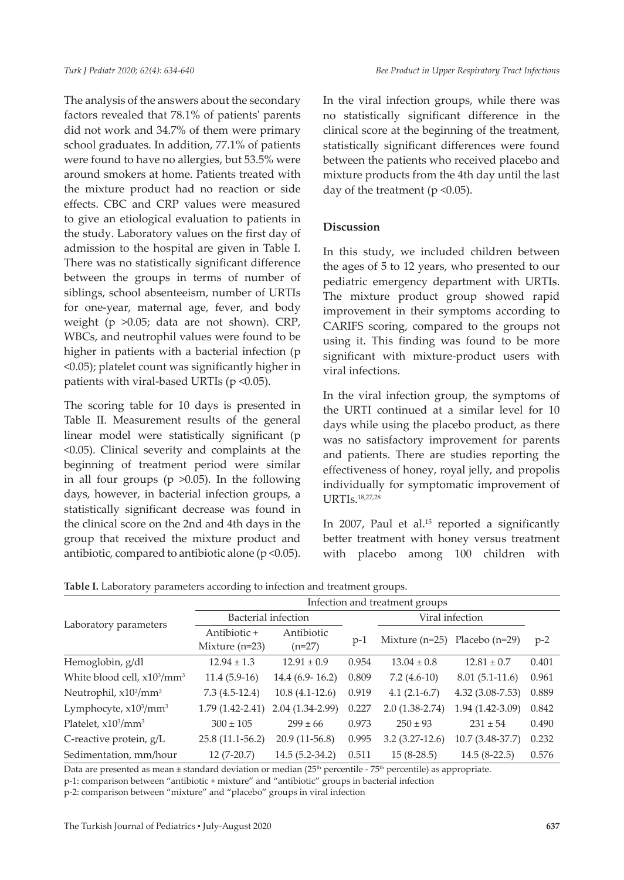The analysis of the answers about the secondary factors revealed that 78.1% of patients' parents did not work and 34.7% of them were primary school graduates. In addition, 77.1% of patients were found to have no allergies, but 53.5% were around smokers at home. Patients treated with the mixture product had no reaction or side effects. CBC and CRP values were measured to give an etiological evaluation to patients in the study. Laboratory values on the first day of admission to the hospital are given in Table I. There was no statistically significant difference between the groups in terms of number of siblings, school absenteeism, number of URTIs for one-year, maternal age, fever, and body weight ($p > 0.05$; data are not shown). CRP, WBCs, and neutrophil values were found to be higher in patients with a bacterial infection ($p < 0.05$); platelet count was significantly higher in patients with viral-based URTIs ($p < 0.05$).

The scoring table for 10 days is presented in Table II. Measurement results of the general linear model were statistically significant ($p < 0.05$). Clinical severity and complaints at the beginning of treatment period were similar in all four groups ($p > 0.05$). In the following days, however, in bacterial infection groups, a statistically significant decrease was found in the clinical score on the 2nd and 4th days in the group that received the mixture product and antibiotic, compared to antibiotic alone ($p < 0.05$).

In the viral infection groups, while there was no statistically significant difference in the clinical score at the beginning of the treatment, statistically significant differences were found between the patients who received placebo and mixture products from the 4th day until the last day of the treatment ($p < 0.05$).

## Discussion

In this study, we included children between the ages of 5 to 12 years, who presented to our pediatric emergency department with URTIs. The mixture product group showed rapid improvement in their symptoms according to CARIFS scoring, compared to the groups not using it. This finding was found to be more significant with mixture-product users with viral infections.

In the viral infection group, the symptoms of the URTI continued at a similar level for 10 days while using the placebo product, as there was no satisfactory improvement for parents and patients. There are studies reporting the effectiveness of honey, royal jelly, and propolis individually for symptomatic improvement of URTIs.[18,27,28]

In 2007, Paul et al.[15] reported a significantly better treatment with honey versus treatment with placebo among 100 children with

**Table I.** Laboratory parameters according to infection and treatment groups.

| Laboratory parameters | Infection and treatment groups | | | | | |
|---|---|---|---|---|---|---|
| | Bacterial infection | | | Viral infection | | |
| | Antibiotic + Mixture (n=23) | Antibiotic (n=27) | p-1 | Mixture (n=25) | Placebo (n=29) | p-2 |
| Hemoglobin, g/dl | 12.94 ± 1.3 | 12.91 ± 0.9 | 0.954 | 13.04 ± 0.8 | 12.81 ± 0.7 | 0.401 |
| White blood cell, $x10^3/mm^3$ | 11.4 (5.9-16) | 14.4 (6.9- 16.2) | 0.809 | 7.2 (4.6-10) | 8.01 (5.1-11.6) | 0.961 |
| Neutrophil, $x10^3/mm^3$ | 7.3 (4.5-12.4) | 10.8 (4.1-12.6) | 0.919 | 4.1 (2.1-6.7) | 4.32 (3.08-7.53) | 0.889 |
| Lymphocyte, $x10^3/mm^3$ | 1.79 (1.42-2.41) | 2.04 (1.34-2.99) | 0.227 | 2.0 (1.38-2.74) | 1.94 (1.42-3.09) | 0.842 |
| Platelet, $x10^3/mm^3$ | 300 ± 105 | 299 ± 66 | 0.973 | 250 ± 93 | 231 ± 54 | 0.490 |
| C-reactive protein, g/L | 25.8 (11.1-56.2) | 20.9 (11-56.8) | 0.995 | 3.2 (3.27-12.6) | 10.7 (3.48-37.7) | 0.232 |
| Sedimentation, mm/hour | 12 (7-20.7) | 14.5 (5.2-34.2) | 0.511 | 15 (8-28.5) | 14.5 (8-22.5) | 0.576 |

Data are presented as mean ± standard deviation or median (25th percentile - 75th percentile) as appropriate.

p-1: comparison between "antibiotic + mixture" and "antibiotic" groups in bacterial infection

p-2: comparison between "mixture" and "placebo" groups in viral infection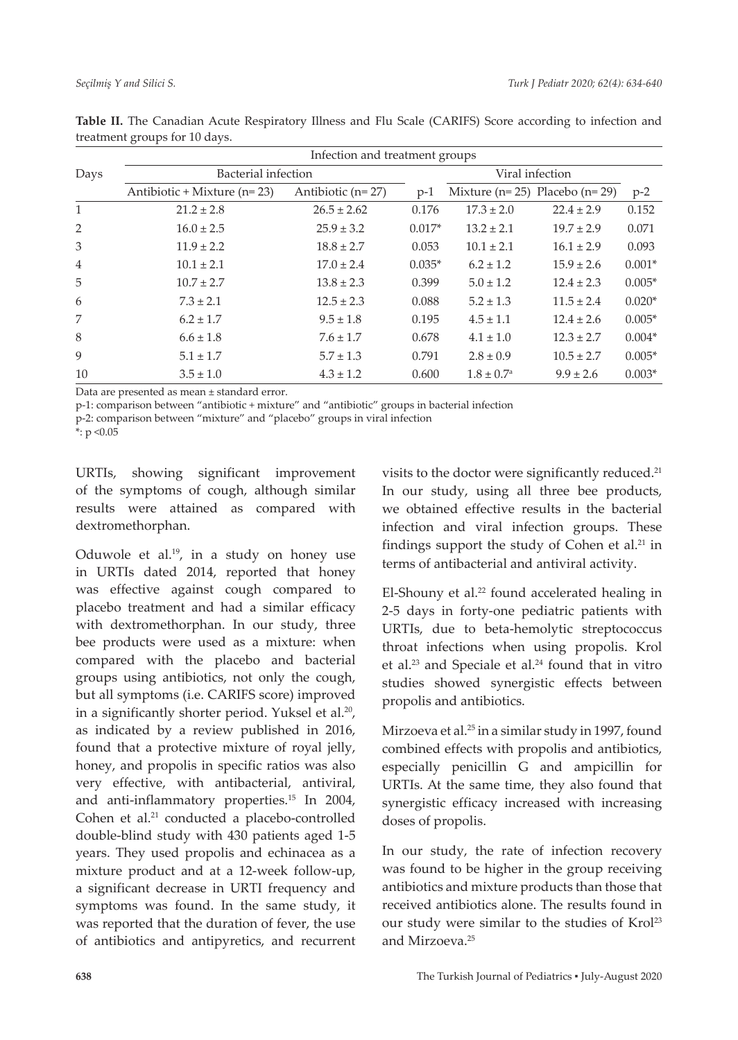**Table II.** The Canadian Acute Respiratory Illness and Flu Scale (CARIFS) Score according to infection and treatment groups for 10 days.

| Days | Infection and treatment groups | | | | | |
|---|---|---|---|---|---|---|
| | Bacterial infection | | | Viral infection | | |
| | Antibiotic + Mixture (n= 23) | Antibiotic (n= 27) | p-1 | Mixture (n= 25) | Placebo (n= 29) | p-2 |
| 1 | 21.2 ± 2.8 | 26.5 ± 2.62 | 0.176 | 17.3 ± 2.0 | 22.4 ± 2.9 | 0.152 |
| 2 | 16.0 ± 2.5 | 25.9 ± 3.2 | 0.017* | 13.2 ± 2.1 | 19.7 ± 2.9 | 0.071 |
| 3 | 11.9 ± 2.2 | 18.8 ± 2.7 | 0.053 | 10.1 ± 2.1 | 16.1 ± 2.9 | 0.093 |
| 4 | 10.1 ± 2.1 | 17.0 ± 2.4 | 0.035* | 6.2 ± 1.2 | 15.9 ± 2.6 | 0.001* |
| 5 | 10.7 ± 2.7 | 13.8 ± 2.3 | 0.399 | 5.0 ± 1.2 | 12.4 ± 2.3 | 0.005* |
| 6 | 7.3 ± 2.1 | 12.5 ± 2.3 | 0.088 | 5.2 ± 1.3 | 11.5 ± 2.4 | 0.020* |
| 7 | 6.2 ± 1.7 | 9.5 ± 1.8 | 0.195 | 4.5 ± 1.1 | 12.4 ± 2.6 | 0.005* |
| 8 | 6.6 ± 1.8 | 7.6 ± 1.7 | 0.678 | 4.1 ± 1.0 | 12.3 ± 2.7 | 0.004* |
| 9 | 5.1 ± 1.7 | 5.7 ± 1.3 | 0.791 | 2.8 ± 0.9 | 10.5 ± 2.7 | 0.005* |
| 10 | 3.5 ± 1.0 | 4.3 ± 1.2 | 0.600 | 1.8 ± 0.7[a] | 9.9 ± 2.6 | 0.003* |

Data are presented as mean ± standard error.

p-1: comparison between "antibiotic + mixture" and "antibiotic" groups in bacterial infection

p-2: comparison between "mixture" and "placebo" groups in viral infection

*: $p < 0.05$

URTIs, showing significant improvement of the symptoms of cough, although similar results were attained as compared with dextromethorphan.

Oduwole et al.[19], in a study on honey use in URTIs dated 2014, reported that honey was effective against cough compared to placebo treatment and had a similar efficacy with dextromethorphan. In our study, three bee products were used as a mixture: when compared with the placebo and bacterial groups using antibiotics, not only the cough, but all symptoms (i.e. CARIFS score) improved in a significantly shorter period. Yuksel et al.[20], as indicated by a review published in 2016, found that a protective mixture of royal jelly, honey, and propolis in specific ratios was also very effective, with antibacterial, antiviral, and anti-inflammatory properties.[15] In 2004, Cohen et al.[21] conducted a placebo-controlled double-blind study with 430 patients aged 1-5 years. They used propolis and echinacea as a mixture product and at a 12-week follow-up, a significant decrease in URTI frequency and symptoms was found. In the same study, it was reported that the duration of fever, the use of antibiotics and antipyretics, and recurrent visits to the doctor were significantly reduced.[21] In our study, using all three bee products, we obtained effective results in the bacterial infection and viral infection groups. These findings support the study of Cohen et al.[21] in terms of antibacterial and antiviral activity.

El-Shouny et al.[22] found accelerated healing in 2-5 days in forty-one pediatric patients with URTIs, due to beta-hemolytic streptococcus throat infections when using propolis. Krol et al.[23] and Speciale et al.[24] found that in vitro studies showed synergistic effects between propolis and antibiotics.

Mirzoeva et al.[25] in a similar study in 1997, found combined effects with propolis and antibiotics, especially penicillin G and ampicillin for URTIs. At the same time, they also found that synergistic efficacy increased with increasing doses of propolis.

In our study, the rate of infection recovery was found to be higher in the group receiving antibiotics and mixture products than those that received antibiotics alone. The results found in our study were similar to the studies of Krol[23] and Mirzoeva.[25]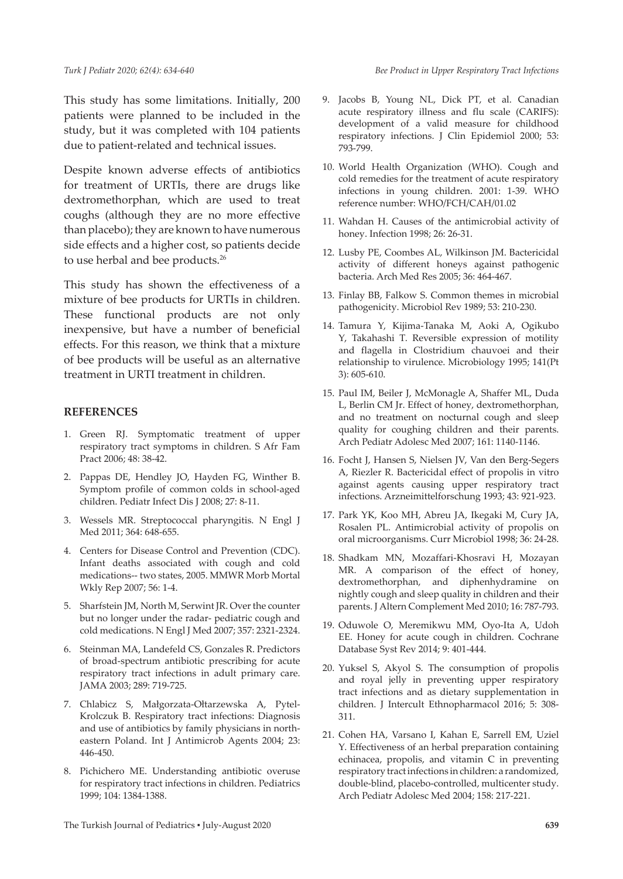This study has some limitations. Initially, 200 patients were planned to be included in the study, but it was completed with 104 patients due to patient-related and technical issues.

Despite known adverse effects of antibiotics for treatment of URTIs, there are drugs like dextromethorphan, which are used to treat coughs (although they are no more effective than placebo); they are known to have numerous side effects and a higher cost, so patients decide to use herbal and bee products.[26]

This study has shown the effectiveness of a mixture of bee products for URTIs in children. These functional products are not only inexpensive, but have a number of beneficial effects. For this reason, we think that a mixture of bee products will be useful as an alternative treatment in URTI treatment in children.

## REFERENCES

1. Green RJ. Symptomatic treatment of upper respiratory tract symptoms in children. S Afr Fam Pract 2006; 48: 38-42.
2. Pappas DE, Hendley JO, Hayden FG, Winther B. Symptom profile of common colds in school-aged children. Pediatr Infect Dis J 2008; 27: 8-11.
3. Wessels MR. Streptococcal pharyngitis. N Engl J Med 2011; 364: 648-655.
4. Centers for Disease Control and Prevention (CDC). Infant deaths associated with cough and cold medications-- two states, 2005. MMWR Morb Mortal Wkly Rep 2007; 56: 1-4.
5. Sharfstein JM, North M, Serwint JR. Over the counter but no longer under the radar- pediatric cough and cold medications. N Engl J Med 2007; 357: 2321-2324.
6. Steinman MA, Landefeld CS, Gonzales R. Predictors of broad-spectrum antibiotic prescribing for acute respiratory tract infections in adult primary care. JAMA 2003; 289: 719-725.
7. Chlabicz S, Małgorzata-Ołtarzewska A, Pytel-Krolczuk B. Respiratory tract infections: Diagnosis and use of antibiotics by family physicians in north-eastern Poland. Int J Antimicrob Agents 2004; 23: 446-450.
8. Pichichero ME. Understanding antibiotic overuse for respiratory tract infections in children. Pediatrics 1999; 104: 1384-1388.
9. Jacobs B, Young NL, Dick PT, et al. Canadian acute respiratory illness and flu scale (CARIFS): development of a valid measure for childhood respiratory infections. J Clin Epidemiol 2000; 53: 793-799.
10. World Health Organization (WHO). Cough and cold remedies for the treatment of acute respiratory infections in young children. 2001: 1-39. WHO reference number: WHO/FCH/CAH/01.02
11. Wahdan H. Causes of the antimicrobial activity of honey. Infection 1998; 26: 26-31.
12. Lusby PE, Coombes AL, Wilkinson JM. Bactericidal activity of different honeys against pathogenic bacteria. Arch Med Res 2005; 36: 464-467.
13. Finlay BB, Falkow S. Common themes in microbial pathogenicity. Microbiol Rev 1989; 53: 210-230.
14. Tamura Y, Kijima-Tanaka M, Aoki A, Ogikubo Y, Takahashi T. Reversible expression of motility and flagella in Clostridium chauvoei and their relationship to virulence. Microbiology 1995; 141(Pt 3): 605-610.
15. Paul IM, Beiler J, McMonagle A, Shaffer ML, Duda L, Berlin CM Jr. Effect of honey, dextromethorphan, and no treatment on nocturnal cough and sleep quality for coughing children and their parents. Arch Pediatr Adolesc Med 2007; 161: 1140-1146.
16. Focht J, Hansen S, Nielsen JV, Van den Berg-Segers A, Riezler R. Bactericidal effect of propolis in vitro against agents causing upper respiratory tract infections. Arzneimittelforschung 1993; 43: 921-923.
17. Park YK, Koo MH, Abreu JA, Ikegaki M, Cury JA, Rosalen PL. Antimicrobial activity of propolis on oral microorganisms. Curr Microbiol 1998; 36: 24-28.
18. Shadkam MN, Mozaffari-Khosravi H, Mozayan MR. A comparison of the effect of honey, dextromethorphan, and diphenhydramine on nightly cough and sleep quality in children and their parents. J Altern Complement Med 2010; 16: 787-793.
19. Oduwole O, Meremikwu MM, Oyo-Ita A, Udoh EE. Honey for acute cough in children. Cochrane Database Syst Rev 2014; 9: 401-444.
20. Yuksel S, Akyol S. The consumption of propolis and royal jelly in preventing upper respiratory tract infections and as dietary supplementation in children. J Intercult Ethnopharmacol 2016; 5: 308-311.
21. Cohen HA, Varsano I, Kahan E, Sarrell EM, Uziel Y. Effectiveness of an herbal preparation containing echinacea, propolis, and vitamin C in preventing respiratory tract infections in children: a randomized, double-blind, placebo-controlled, multicenter study. Arch Pediatr Adolesc Med 2004; 158: 217-221.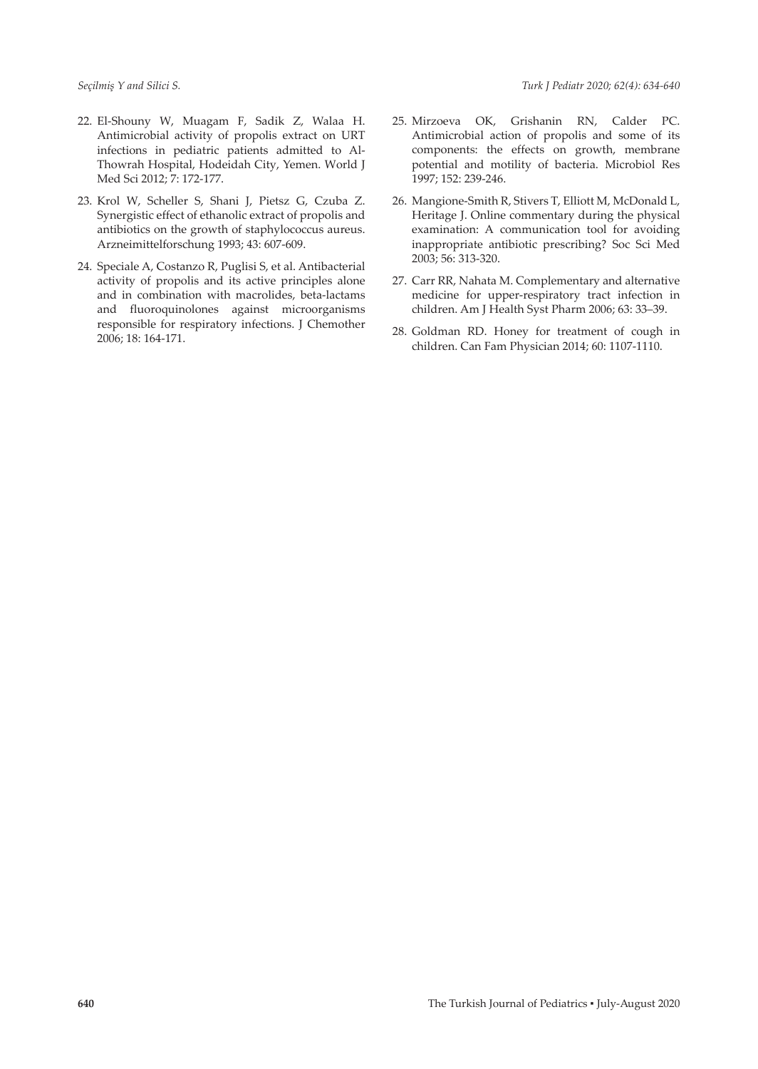22. El-Shouny W, Muagam F, Sadik Z, Walaa H. Antimicrobial activity of propolis extract on URT infections in pediatric patients admitted to Al-Thowrah Hospital, Hodeidah City, Yemen. World J Med Sci 2012; 7: 172-177.
23. Krol W, Scheller S, Shani J, Pietsz G, Czuba Z. Synergistic effect of ethanolic extract of propolis and antibiotics on the growth of staphylococcus aureus. Arzneimittelforschung 1993; 43: 607-609.
24. Speciale A, Costanzo R, Puglisi S, et al. Antibacterial activity of propolis and its active principles alone and in combination with macrolides, beta-lactams and fluoroquinolones against microorganisms responsible for respiratory infections. J Chemother 2006; 18: 164-171.
25. Mirzoeva OK, Grishanin RN, Calder PC. Antimicrobial action of propolis and some of its components: the effects on growth, membrane potential and motility of bacteria. Microbiol Res 1997; 152: 239-246.
26. Mangione-Smith R, Stivers T, Elliott M, McDonald L, Heritage J. Online commentary during the physical examination: A communication tool for avoiding inappropriate antibiotic prescribing? Soc Sci Med 2003; 56: 313-320.
27. Carr RR, Nahata M. Complementary and alternative medicine for upper-respiratory tract infection in children. Am J Health Syst Pharm 2006; 63: 33–39.
28. Goldman RD. Honey for treatment of cough in children. Can Fam Physician 2014; 60: 1107-1110.